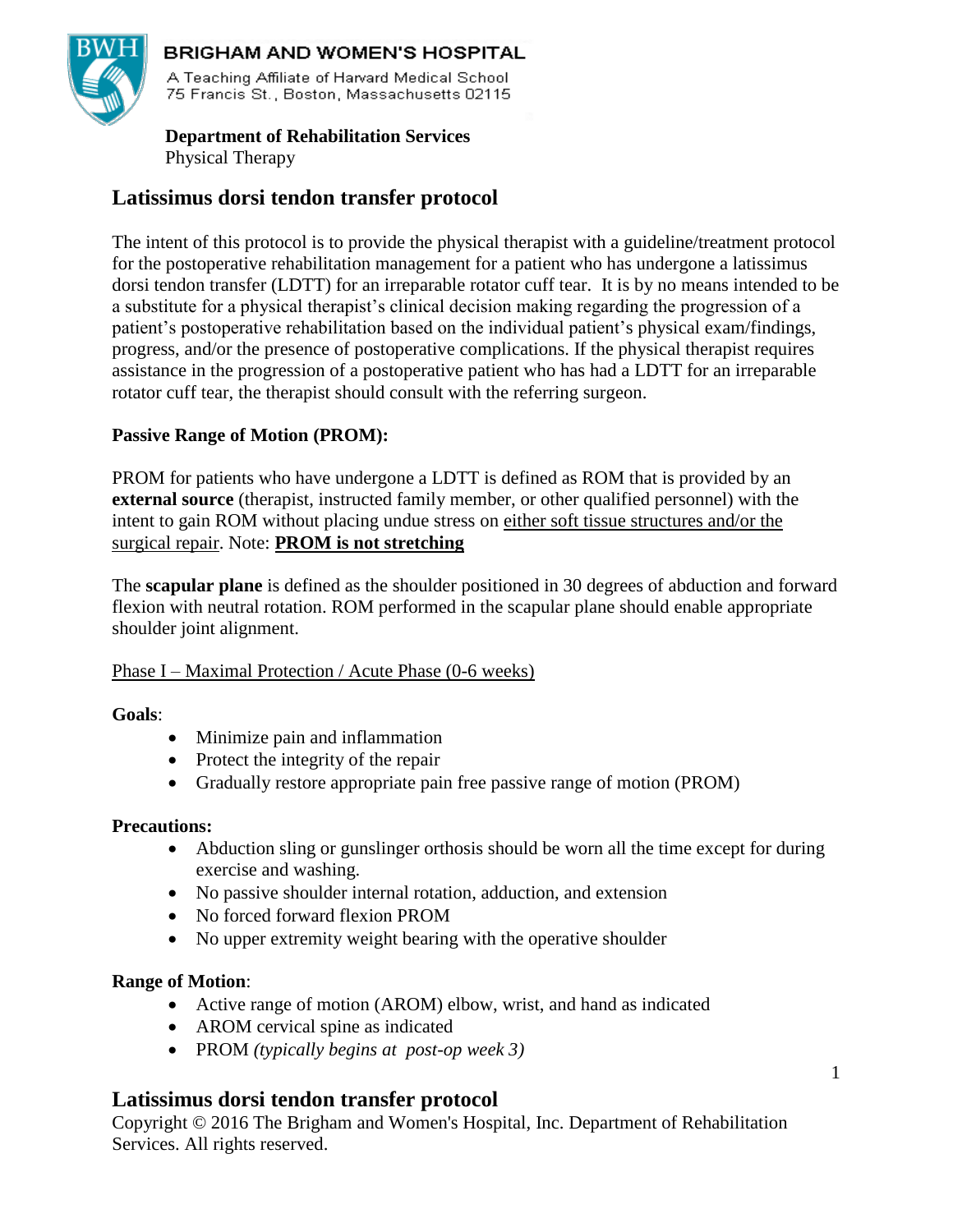**BRIGHAM AND WOMEN'S HOSPITAL**
A Teaching Affiliate of Harvard Medical School
75 Francis St., Boston, Massachusetts 02115

**Department of Rehabilitation Services**
Physical Therapy

# Latissimus dorsi tendon transfer protocol

The intent of this protocol is to provide the physical therapist with a guideline/treatment protocol for the postoperative rehabilitation management for a patient who has undergone a latissimus dorsi tendon transfer (LDTT) for an irreparable rotator cuff tear. It is by no means intended to be a substitute for a physical therapist's clinical decision making regarding the progression of a patient's postoperative rehabilitation based on the individual patient's physical exam/findings, progress, and/or the presence of postoperative complications. If the physical therapist requires assistance in the progression of a postoperative patient who has had a LDTT for an irreparable rotator cuff tear, the therapist should consult with the referring surgeon.

**Passive Range of Motion (PROM):**

PROM for patients who have undergone a LDTT is defined as ROM that is provided by an **external source** (therapist, instructed family member, or other qualified personnel) with the intent to gain ROM without placing undue stress on <u>either soft tissue structures and/or the surgical repair</u>. Note: <u>**PROM is not stretching**</u>

The **scapular plane** is defined as the shoulder positioned in 30 degrees of abduction and forward flexion with neutral rotation. ROM performed in the scapular plane should enable appropriate shoulder joint alignment.

<u>Phase I – Maximal Protection / Acute Phase (0-6 weeks)</u>

**Goals**:

- Minimize pain and inflammation
- Protect the integrity of the repair
- Gradually restore appropriate pain free passive range of motion (PROM)

**Precautions:**

- Abduction sling or gunslinger orthosis should be worn all the time except for during exercise and washing.
- No passive shoulder internal rotation, adduction, and extension
- No forced forward flexion PROM
- No upper extremity weight bearing with the operative shoulder

**Range of Motion**:

- Active range of motion (AROM) elbow, wrist, and hand as indicated
- AROM cervical spine as indicated
- PROM *(typically begins at post-op week 3)*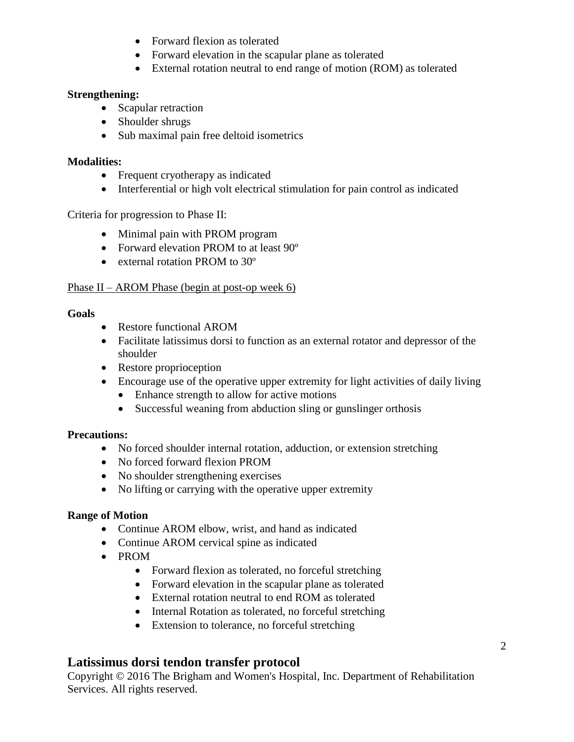- Forward flexion as tolerated
    - Forward elevation in the scapular plane as tolerated
    - External rotation neutral to end range of motion (ROM) as tolerated

**Strengthening:**

- Scapular retraction
- Shoulder shrugs
- Sub maximal pain free deltoid isometrics

**Modalities:**

- Frequent cryotherapy as indicated
- Interferential or high volt electrical stimulation for pain control as indicated

Criteria for progression to Phase II:

- Minimal pain with PROM program
- Forward elevation PROM to at least 90º
- external rotation PROM to 30º

<u>Phase II – AROM Phase (begin at post-op week 6)</u>

**Goals**

- Restore functional AROM
- Facilitate latissimus dorsi to function as an external rotator and depressor of the shoulder
- Restore proprioception
- Encourage use of the operative upper extremity for light activities of daily living
    - Enhance strength to allow for active motions
    - Successful weaning from abduction sling or gunslinger orthosis

**Precautions:**

- No forced shoulder internal rotation, adduction, or extension stretching
- No forced forward flexion PROM
- No shoulder strengthening exercises
- No lifting or carrying with the operative upper extremity

**Range of Motion**

- Continue AROM elbow, wrist, and hand as indicated
- Continue AROM cervical spine as indicated
- PROM
    - Forward flexion as tolerated, no forceful stretching
    - Forward elevation in the scapular plane as tolerated
    - External rotation neutral to end ROM as tolerated
    - Internal Rotation as tolerated, no forceful stretching
    - Extension to tolerance, no forceful stretching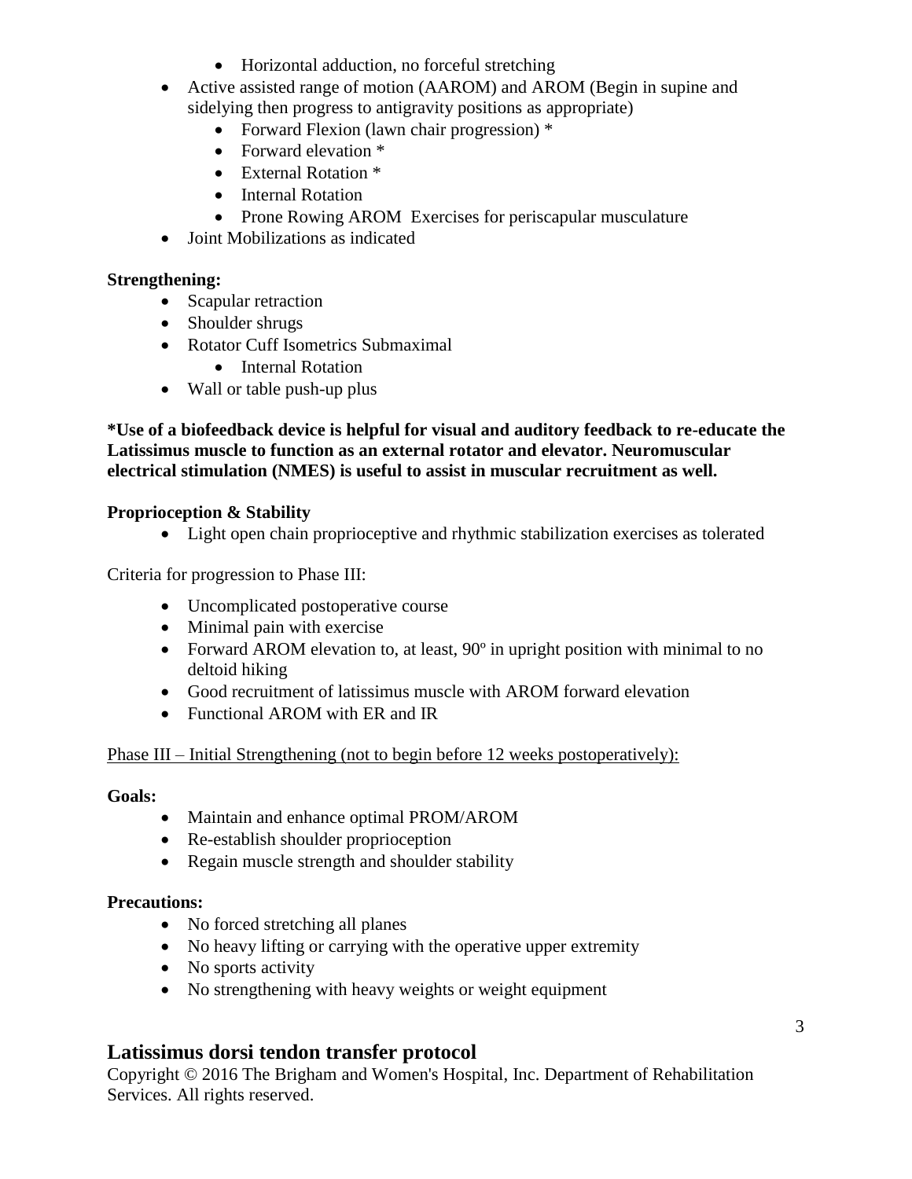- Horizontal adduction, no forceful stretching
- Active assisted range of motion (AAROM) and AROM (Begin in supine and sidelying then progress to antigravity positions as appropriate)
    - Forward Flexion (lawn chair progression) *
    - Forward elevation *
    - External Rotation *
    - Internal Rotation
    - Prone Rowing AROM  Exercises for periscapular musculature
- Joint Mobilizations as indicated

**Strengthening:**

- Scapular retraction
- Shoulder shrugs
- Rotator Cuff Isometrics Submaximal
    - Internal Rotation
- Wall or table push-up plus

**\*Use of a biofeedback device is helpful for visual and auditory feedback to re-educate the Latissimus muscle to function as an external rotator and elevator. Neuromuscular electrical stimulation (NMES) is useful to assist in muscular recruitment as well.**

**Proprioception & Stability**

- Light open chain proprioceptive and rhythmic stabilization exercises as tolerated

Criteria for progression to Phase III:

- Uncomplicated postoperative course
- Minimal pain with exercise
- Forward AROM elevation to, at least, 90º in upright position with minimal to no deltoid hiking
- Good recruitment of latissimus muscle with AROM forward elevation
- Functional AROM with ER and IR

<u>Phase III – Initial Strengthening (not to begin before 12 weeks postoperatively):</u>

**Goals:**

- Maintain and enhance optimal PROM/AROM
- Re-establish shoulder proprioception
- Regain muscle strength and shoulder stability

**Precautions:**

- No forced stretching all planes
- No heavy lifting or carrying with the operative upper extremity
- No sports activity
- No strengthening with heavy weights or weight equipment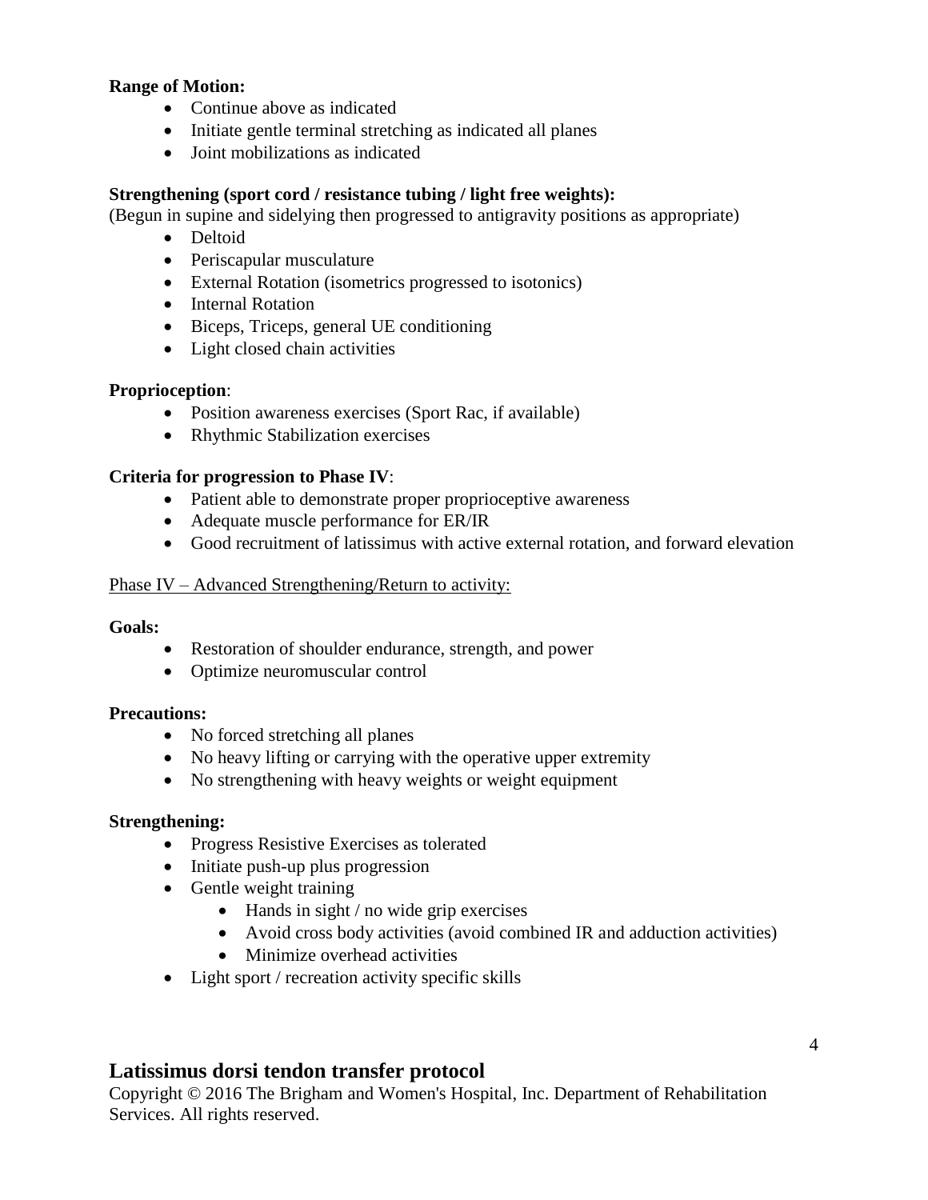**Range of Motion:**

- Continue above as indicated
- Initiate gentle terminal stretching as indicated all planes
- Joint mobilizations as indicated

**Strengthening (sport cord / resistance tubing / light free weights):**
(Begun in supine and sidelying then progressed to antigravity positions as appropriate)

- Deltoid
- Periscapular musculature
- External Rotation (isometrics progressed to isotonics)
- Internal Rotation
- Biceps, Triceps, general UE conditioning
- Light closed chain activities

**Proprioception**:

- Position awareness exercises (Sport Rac, if available)
- Rhythmic Stabilization exercises

**Criteria for progression to Phase IV**:

- Patient able to demonstrate proper proprioceptive awareness
- Adequate muscle performance for ER/IR
- Good recruitment of latissimus with active external rotation, and forward elevation

<u>Phase IV – Advanced Strengthening/Return to activity:</u>

**Goals:**

- Restoration of shoulder endurance, strength, and power
- Optimize neuromuscular control

**Precautions:**

- No forced stretching all planes
- No heavy lifting or carrying with the operative upper extremity
- No strengthening with heavy weights or weight equipment

**Strengthening:**

- Progress Resistive Exercises as tolerated
- Initiate push-up plus progression
- Gentle weight training
  - Hands in sight / no wide grip exercises
  - Avoid cross body activities (avoid combined IR and adduction activities)
  - Minimize overhead activities
- Light sport / recreation activity specific skills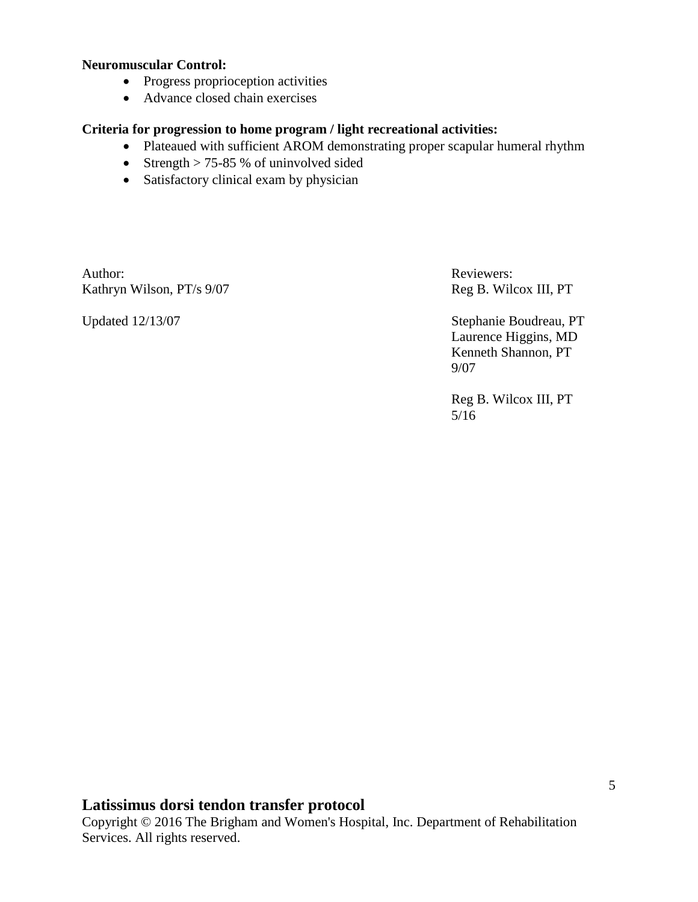**Neuromuscular Control:**

- Progress proprioception activities
- Advance closed chain exercises

**Criteria for progression to home program / light recreational activities:**

- Plateaued with sufficient AROM demonstrating proper scapular humeral rhythm
- Strength > 75-85 % of uninvolved sided
- Satisfactory clinical exam by physician

Author:
Kathryn Wilson, PT/s 9/07

Updated 12/13/07

Reviewers:
Reg B. Wilcox III, PT

Stephanie Boudreau, PT
Laurence Higgins, MD
Kenneth Shannon, PT
9/07

Reg B. Wilcox III, PT
5/16

**Latissimus dorsi tendon transfer protocol**
Copyright © 2016 The Brigham and Women's Hospital, Inc. Department of Rehabilitation Services. All rights reserved.